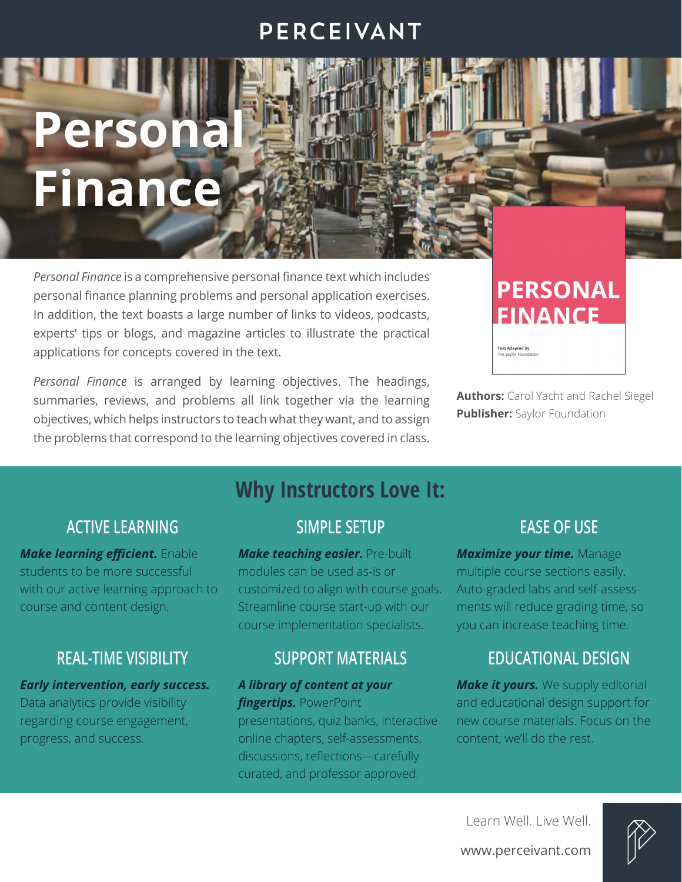PERCEIVANT

# Personal Finance

*Personal Finance* is a comprehensive personal finance text which includes personal finance planning problems and personal application exercises. In addition, the text boasts a large number of links to videos, podcasts, experts' tips or blogs, and magazine articles to illustrate the practical applications for concepts covered in the text.

*Personal Finance* is arranged by learning objectives. The headings, summaries, reviews, and problems all link together via the learning objectives, which helps instructors to teach what they want, and to assign the problems that correspond to the learning objectives covered in class.

PERSONAL FINANCE

Text Adapted by:
The Saylor Foundation

**Authors:** Carol Yacht and Rachel Siegel
**Publisher:** Saylor Foundation

## Why Instructors Love It:

### ACTIVE LEARNING

***Make learning efficient.*** Enable students to be more successful with our active learning approach to course and content design.

### SIMPLE SETUP

***Make teaching easier.*** Pre-built modules can be used as-is or customized to align with course goals. Streamline course start-up with our course implementation specialists.

### EASE OF USE

***Maximize your time.*** Manage multiple course sections easily. Auto-graded labs and self-assessments will reduce grading time, so you can increase teaching time.

### REAL-TIME VISIBILITY

***Early intervention, early success.*** Data analytics provide visibility regarding course engagement, progress, and success.

### SUPPORT MATERIALS

***A library of content at your fingertips.*** PowerPoint presentations, quiz banks, interactive online chapters, self-assessments, discussions, reflections—carefully curated, and professor approved.

### EDUCATIONAL DESIGN

***Make it yours.*** We supply editorial and educational design support for new course materials. Focus on the content, we'll do the rest.

Learn Well. Live Well.

www.perceivant.com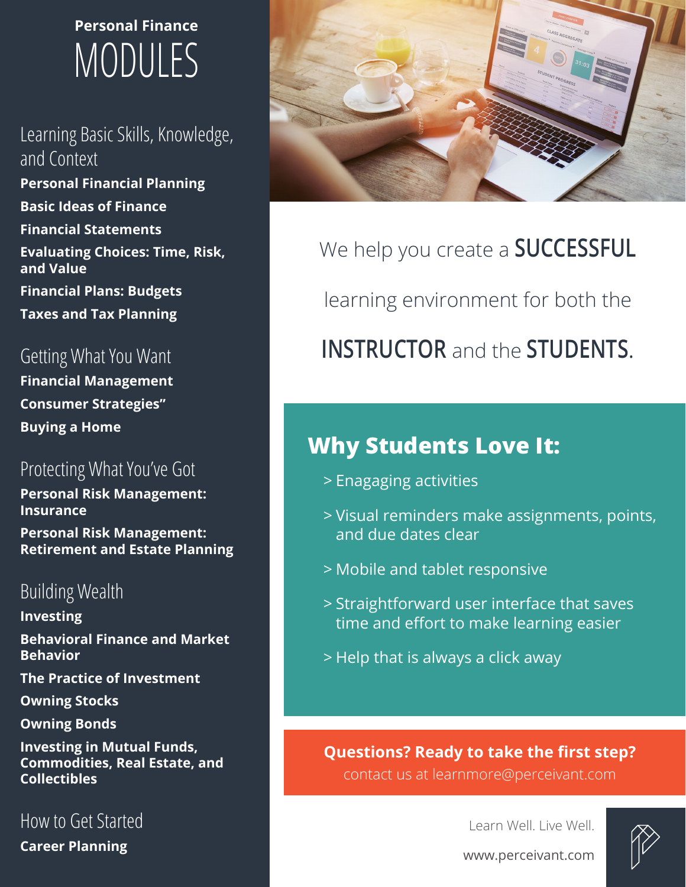# Personal Finance MODULES

## Learning Basic Skills, Knowledge, and Context

**Personal Financial Planning**

**Basic Ideas of Finance**

**Financial Statements**

**Evaluating Choices: Time, Risk, and Value**

**Financial Plans: Budgets**

**Taxes and Tax Planning**

## Getting What You Want

**Financial Management**

**Consumer Strategies"**

**Buying a Home**

## Protecting What You've Got

**Personal Risk Management: Insurance**

**Personal Risk Management: Retirement and Estate Planning**

## Building Wealth

**Investing**

**Behavioral Finance and Market Behavior**

**The Practice of Investment**

**Owning Stocks**

**Owning Bonds**

**Investing in Mutual Funds, Commodities, Real Estate, and Collectibles**

## How to Get Started

**Career Planning**

We help you create a **SUCCESSFUL** learning environment for both the **INSTRUCTOR** and the **STUDENTS**.

## Why Students Love It:

> Engaging activities

> Visual reminders make assignments, points, and due dates clear

> Mobile and tablet responsive

> Straightforward user interface that saves time and effort to make learning easier

> Help that is always a click away

**Questions? Ready to take the first step?**
contact us at learnmore@perceivant.com

Learn Well. Live Well.

www.perceivant.com